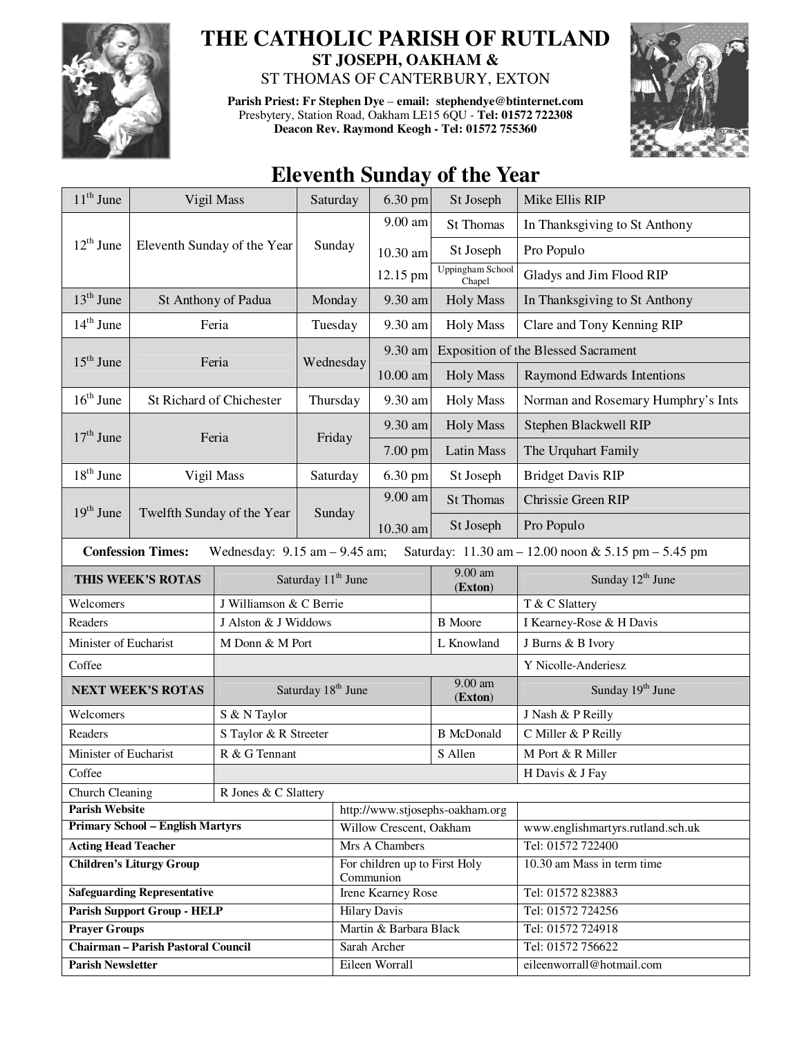# THE CATHOLIC PARISH OF RUTLAND

## ST JOSEPH, OAKHAM &

## ST THOMAS OF CANTERBURY, EXTON

**Parish Priest: Fr Stephen Dye** – **email: stephendye@btinternet.com**
Presbytery, Station Road, Oakham LE15 6QU - **Tel: 01572 722308**
**Deacon Rev. Raymond Keogh - Tel: 01572 755360**

## Eleventh Sunday of the Year

| Date | Occasion | Day | Time | Place | Intention |
|---|---|---|---|---|---|
| 11th June | Vigil Mass | Saturday | 6.30 pm | St Joseph | Mike Ellis RIP |
| 12th June | Eleventh Sunday of the Year | Sunday | 9.00 am | St Thomas | In Thanksgiving to St Anthony |
| | | | 10.30 am | St Joseph | Pro Populo |
| | | | 12.15 pm | Uppingham School Chapel | Gladys and Jim Flood RIP |
| 13th June | St Anthony of Padua | Monday | 9.30 am | Holy Mass | In Thanksgiving to St Anthony |
| 14th June | Feria | Tuesday | 9.30 am | Holy Mass | Clare and Tony Kenning RIP |
| 15th June | Feria | Wednesday | 9.30 am | Exposition of the Blessed Sacrament | |
| | | | 10.00 am | Holy Mass | Raymond Edwards Intentions |
| 16th June | St Richard of Chichester | Thursday | 9.30 am | Holy Mass | Norman and Rosemary Humphry's Ints |
| 17th June | Feria | Friday | 9.30 am | Holy Mass | Stephen Blackwell RIP |
| | | | 7.00 pm | Latin Mass | The Urquhart Family |
| 18th June | Vigil Mass | Saturday | 6.30 pm | St Joseph | Bridget Davis RIP |
| 19th June | Twelfth Sunday of the Year | Sunday | 9.00 am | St Thomas | Chrissie Green RIP |
| | | | 10.30 am | St Joseph | Pro Populo |

**Confession Times:** Wednesday: 9.15 am – 9.45 am; Saturday: 11.30 am – 12.00 noon & 5.15 pm – 5.45 pm

| **THIS WEEK'S ROTAS** | Saturday 11th June | 9.00 am (**Exton**) | Sunday 12th June |
|---|---|---|---|
| Welcomers | J Williamson & C Berrie | | T & C Slattery |
| Readers | J Alston & J Widdows | B Moore | I Kearney-Rose & H Davis |
| Minister of Eucharist | M Donn & M Port | L Knowland | J Burns & B Ivory |
| Coffee | | | Y Nicolle-Anderiesz |
| **NEXT WEEK'S ROTAS** | Saturday 18th June | 9.00 am (**Exton**) | Sunday 19th June |
| Welcomers | S & N Taylor | | J Nash & P Reilly |
| Readers | S Taylor & R Streeter | B McDonald | C Miller & P Reilly |
| Minister of Eucharist | R & G Tennant | S Allen | M Port & R Miller |
| Coffee | | | H Davis & J Fay |
| Church Cleaning | R Jones & C Slattery | | |

| | | |
|---|---|---|
| **Parish Website** | http://www.stjosephs-oakham.org | |
| **Primary School – English Martyrs** | Willow Crescent, Oakham | www.englishmartyrs.rutland.sch.uk |
| **Acting Head Teacher** | Mrs A Chambers | Tel: 01572 722400 |
| **Children's Liturgy Group** | For children up to First Holy Communion | 10.30 am Mass in term time |
| **Safeguarding Representative** | Irene Kearney Rose | Tel: 01572 823883 |
| **Parish Support Group - HELP** | Hilary Davis | Tel: 01572 724256 |
| **Prayer Groups** | Martin & Barbara Black | Tel: 01572 724918 |
| **Chairman – Parish Pastoral Council** | Sarah Archer | Tel: 01572 756622 |
| **Parish Newsletter** | Eileen Worrall | eileenworrall@hotmail.com |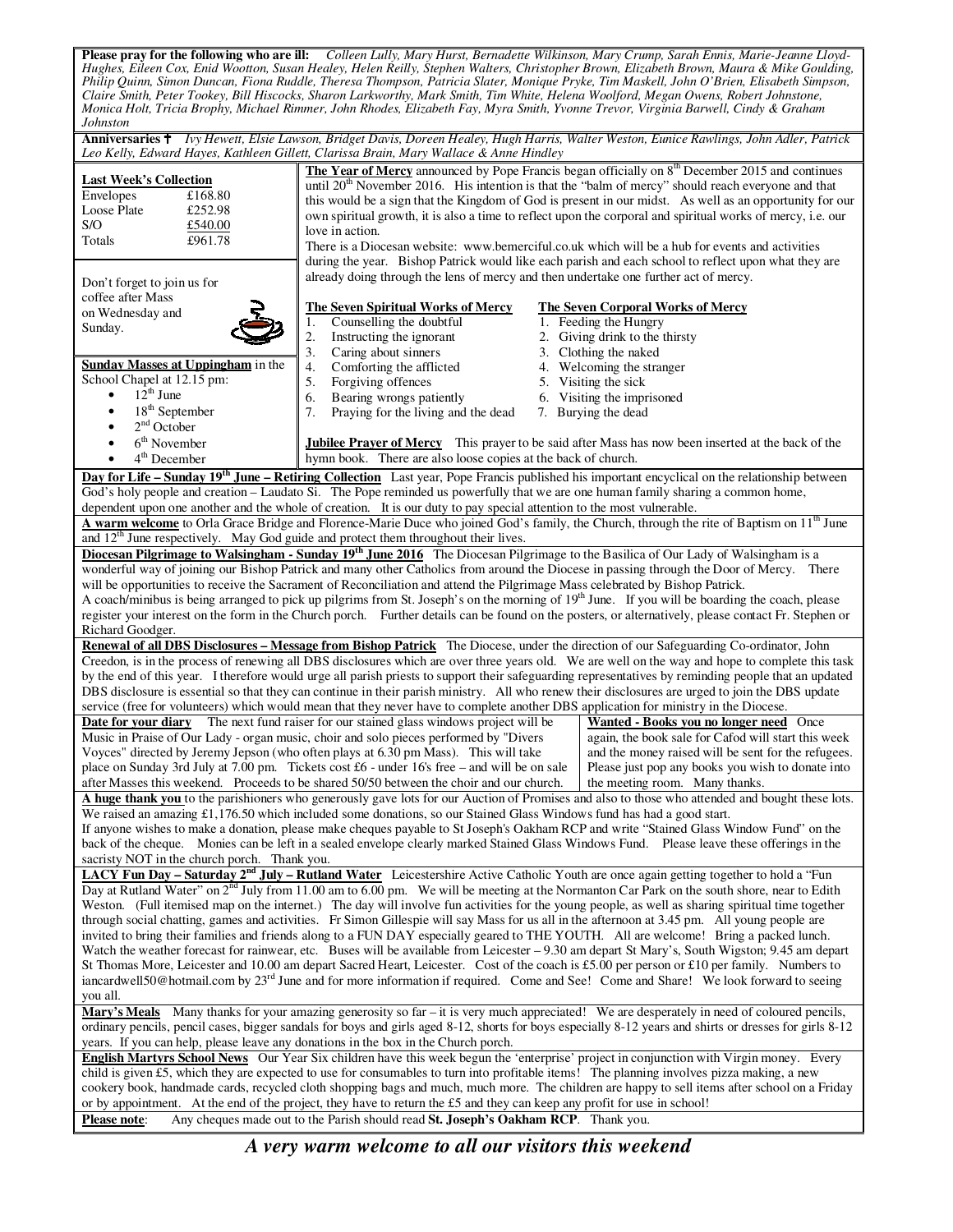**Please pray for the following who are ill:** *Colleen Lully, Mary Hurst, Bernadette Wilkinson, Mary Crump, Sarah Ennis, Marie-Jeanne Lloyd-Hughes, Eileen Cox, Enid Wootton, Susan Healey, Helen Reilly, Stephen Walters, Christopher Brown, Elizabeth Brown, Maura & Mike Goulding, Philip Quinn, Simon Duncan, Fiona Ruddle, Theresa Thompson, Patricia Slater, Monique Pryke, Tim Maskell, John O'Brien, Elisabeth Simpson, Claire Smith, Peter Tookey, Bill Hiscocks, Sharon Larkworthy, Mark Smith, Tim White, Helena Woolford, Megan Owens, Robert Johnstone, Monica Holt, Tricia Brophy, Michael Rimmer, John Rhodes, Elizabeth Fay, Myra Smith, Yvonne Trevor, Virginia Barwell, Cindy & Graham Johnston*

**Anniversaries ✝** *Ivy Hewett, Elsie Lawson, Bridget Davis, Doreen Healey, Hugh Harris, Walter Weston, Eunice Rawlings, John Adler, Patrick Leo Kelly, Edward Hayes, Kathleen Gillett, Clarissa Brain, Mary Wallace & Anne Hindley*

**Last Week's Collection**

| | |
|---|---|
| Envelopes | £168.80 |
| Loose Plate | £252.98 |
| S/O | £540.00 |
| Totals | £961.78 |

Don't forget to join us for coffee after Mass on Wednesday and Sunday.

**Sunday Masses at Uppingham** in the School Chapel at 12.15 pm:

- 12th June
- 18th September
- 2nd October
- 6th November
- 4th December

**The Year of Mercy** announced by Pope Francis began officially on 8th December 2015 and continues until 20th November 2016. His intention is that the "balm of mercy" should reach everyone and that this would be a sign that the Kingdom of God is present in our midst. As well as an opportunity for our own spiritual growth, it is also a time to reflect upon the corporal and spiritual works of mercy, i.e. our love in action.

There is a Diocesan website: www.bemerciful.co.uk which will be a hub for events and activities during the year. Bishop Patrick would like each parish and each school to reflect upon what they are already doing through the lens of mercy and then undertake one further act of mercy.

**The Seven Spiritual Works of Mercy**

1. Counselling the doubtful
2. Instructing the ignorant
3. Caring about sinners
4. Comforting the afflicted
5. Forgiving offences
6. Bearing wrongs patiently
7. Praying for the living and the dead

**The Seven Corporal Works of Mercy**

1. Feeding the Hungry
2. Giving drink to the thirsty
3. Clothing the naked
4. Welcoming the stranger
5. Visiting the sick
6. Visiting the imprisoned
7. Burying the dead

**Jubilee Prayer of Mercy** This prayer to be said after Mass has now been inserted at the back of the hymn book. There are also loose copies at the back of church.

**Day for Life – Sunday 19th June – Retiring Collection** Last year, Pope Francis published his important encyclical on the relationship between God's holy people and creation – Laudato Si. The Pope reminded us powerfully that we are one human family sharing a common home, dependent upon one another and the whole of creation. It is our duty to pay special attention to the most vulnerable.

**A warm welcome** to Orla Grace Bridge and Florence-Marie Duce who joined God's family, the Church, through the rite of Baptism on 11th June and 12th June respectively. May God guide and protect them throughout their lives.

**Diocesan Pilgrimage to Walsingham - Sunday 19th June 2016** The Diocesan Pilgrimage to the Basilica of Our Lady of Walsingham is a wonderful way of joining our Bishop Patrick and many other Catholics from around the Diocese in passing through the Door of Mercy. There will be opportunities to receive the Sacrament of Reconciliation and attend the Pilgrimage Mass celebrated by Bishop Patrick.
A coach/minibus is being arranged to pick up pilgrims from St. Joseph's on the morning of 19th June. If you will be boarding the coach, please register your interest on the form in the Church porch. Further details can be found on the posters, or alternatively, please contact Fr. Stephen or Richard Goodger.

**Renewal of all DBS Disclosures – Message from Bishop Patrick** The Diocese, under the direction of our Safeguarding Co-ordinator, John Creedon, is in the process of renewing all DBS disclosures which are over three years old. We are well on the way and hope to complete this task by the end of this year. I therefore would urge all parish priests to support their safeguarding representatives by reminding people that an updated DBS disclosure is essential so that they can continue in their parish ministry. All who renew their disclosures are urged to join the DBS update service (free for volunteers) which would mean that they never have to complete another DBS application for ministry in the Diocese.

**Date for your diary** The next fund raiser for our stained glass windows project will be Music in Praise of Our Lady - organ music, choir and solo pieces performed by "Divers Voyces" directed by Jeremy Jepson (who often plays at 6.30 pm Mass). This will take place on Sunday 3rd July at 7.00 pm. Tickets cost £6 - under 16's free – and will be on sale after Masses this weekend. Proceeds to be shared 50/50 between the choir and our church.

**Wanted - Books you no longer need** Once again, the book sale for Cafod will start this week and the money raised will be sent for the refugees. Please just pop any books you wish to donate into the meeting room. Many thanks.

**A huge thank you** to the parishioners who generously gave lots for our Auction of Promises and also to those who attended and bought these lots. We raised an amazing £1,176.50 which included some donations, so our Stained Glass Windows fund has had a good start.
If anyone wishes to make a donation, please make cheques payable to St Joseph's Oakham RCP and write "Stained Glass Window Fund" on the back of the cheque. Monies can be left in a sealed envelope clearly marked Stained Glass Windows Fund. Please leave these offerings in the sacristy NOT in the church porch. Thank you.

**LACY Fun Day – Saturday 2nd July – Rutland Water** Leicestershire Active Catholic Youth are once again getting together to hold a "Fun Day at Rutland Water" on 2nd July from 11.00 am to 6.00 pm. We will be meeting at the Normanton Car Park on the south shore, near to Edith Weston. (Full itemised map on the internet.) The day will involve fun activities for the young people, as well as sharing spiritual time together through social chatting, games and activities. Fr Simon Gillespie will say Mass for us all in the afternoon at 3.45 pm. All young people are invited to bring their families and friends along to a FUN DAY especially geared to THE YOUTH. All are welcome! Bring a packed lunch. Watch the weather forecast for rainwear, etc. Buses will be available from Leicester – 9.30 am depart St Mary's, South Wigston; 9.45 am depart St Thomas More, Leicester and 10.00 am depart Sacred Heart, Leicester. Cost of the coach is £5.00 per person or £10 per family. Numbers to iancardwell50@hotmail.com by 23rd June and for more information if required. Come and See! Come and Share! We look forward to seeing you all.

**Mary's Meals** Many thanks for your amazing generosity so far – it is very much appreciated! We are desperately in need of coloured pencils, ordinary pencils, pencil cases, bigger sandals for boys and girls aged 8-12, shorts for boys especially 8-12 years and shirts or dresses for girls 8-12 years. If you can help, please leave any donations in the box in the Church porch.

**English Martyrs School News** Our Year Six children have this week begun the 'enterprise' project in conjunction with Virgin money. Every child is given £5, which they are expected to use for consumables to turn into profitable items! The planning involves pizza making, a new cookery book, handmade cards, recycled cloth shopping bags and much, much more. The children are happy to sell items after school on a Friday or by appointment. At the end of the project, they have to return the £5 and they can keep any profit for use in school!

**Please note**: Any cheques made out to the Parish should read **St. Joseph's Oakham RCP**. Thank you.

***A very warm welcome to all our visitors this weekend***